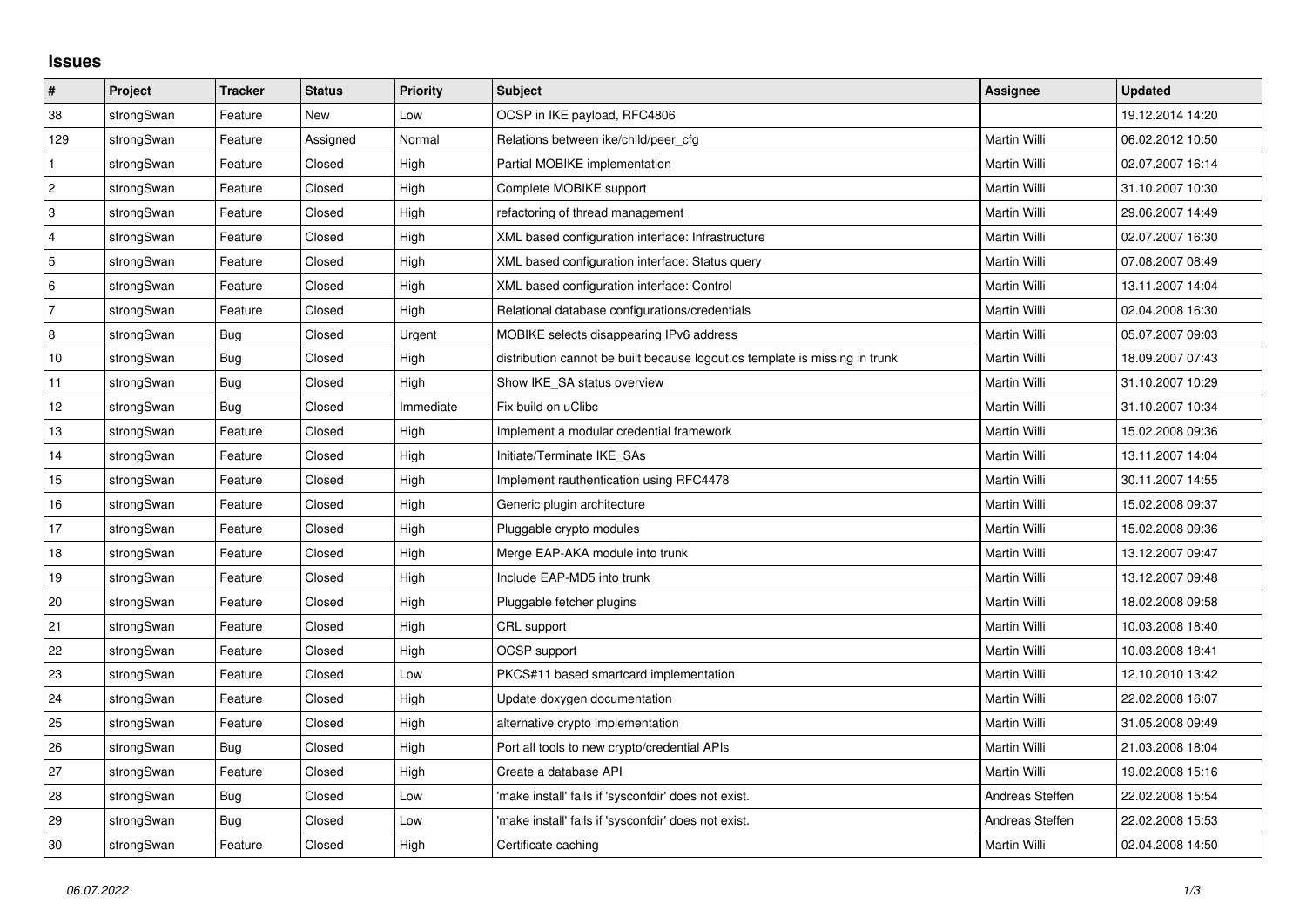## Issues

| # | Project | Tracker | Status | Priority | Subject | Assignee | Updated |
|---|---|---|---|---|---|---|---|
| 38 | strongSwan | Feature | New | Low | OCSP in IKE payload, RFC4806 | | 19.12.2014 14:20 |
| 129 | strongSwan | Feature | Assigned | Normal | Relations between ike/child/peer_cfg | Martin Willi | 06.02.2012 10:50 |
| 1 | strongSwan | Feature | Closed | High | Partial MOBIKE implementation | Martin Willi | 02.07.2007 16:14 |
| 2 | strongSwan | Feature | Closed | High | Complete MOBIKE support | Martin Willi | 31.10.2007 10:30 |
| 3 | strongSwan | Feature | Closed | High | refactoring of thread management | Martin Willi | 29.06.2007 14:49 |
| 4 | strongSwan | Feature | Closed | High | XML based configuration interface: Infrastructure | Martin Willi | 02.07.2007 16:30 |
| 5 | strongSwan | Feature | Closed | High | XML based configuration interface: Status query | Martin Willi | 07.08.2007 08:49 |
| 6 | strongSwan | Feature | Closed | High | XML based configuration interface: Control | Martin Willi | 13.11.2007 14:04 |
| 7 | strongSwan | Feature | Closed | High | Relational database configurations/credentials | Martin Willi | 02.04.2008 16:30 |
| 8 | strongSwan | Bug | Closed | Urgent | MOBIKE selects disappearing IPv6 address | Martin Willi | 05.07.2007 09:03 |
| 10 | strongSwan | Bug | Closed | High | distribution cannot be built because logout.cs template is missing in trunk | Martin Willi | 18.09.2007 07:43 |
| 11 | strongSwan | Bug | Closed | High | Show IKE_SA status overview | Martin Willi | 31.10.2007 10:29 |
| 12 | strongSwan | Bug | Closed | Immediate | Fix build on uClibc | Martin Willi | 31.10.2007 10:34 |
| 13 | strongSwan | Feature | Closed | High | Implement a modular credential framework | Martin Willi | 15.02.2008 09:36 |
| 14 | strongSwan | Feature | Closed | High | Initiate/Terminate IKE_SAs | Martin Willi | 13.11.2007 14:04 |
| 15 | strongSwan | Feature | Closed | High | Implement rauthentication using RFC4478 | Martin Willi | 30.11.2007 14:55 |
| 16 | strongSwan | Feature | Closed | High | Generic plugin architecture | Martin Willi | 15.02.2008 09:37 |
| 17 | strongSwan | Feature | Closed | High | Pluggable crypto modules | Martin Willi | 15.02.2008 09:36 |
| 18 | strongSwan | Feature | Closed | High | Merge EAP-AKA module into trunk | Martin Willi | 13.12.2007 09:47 |
| 19 | strongSwan | Feature | Closed | High | Include EAP-MD5 into trunk | Martin Willi | 13.12.2007 09:48 |
| 20 | strongSwan | Feature | Closed | High | Pluggable fetcher plugins | Martin Willi | 18.02.2008 09:58 |
| 21 | strongSwan | Feature | Closed | High | CRL support | Martin Willi | 10.03.2008 18:40 |
| 22 | strongSwan | Feature | Closed | High | OCSP support | Martin Willi | 10.03.2008 18:41 |
| 23 | strongSwan | Feature | Closed | Low | PKCS#11 based smartcard implementation | Martin Willi | 12.10.2010 13:42 |
| 24 | strongSwan | Feature | Closed | High | Update doxygen documentation | Martin Willi | 22.02.2008 16:07 |
| 25 | strongSwan | Feature | Closed | High | alternative crypto implementation | Martin Willi | 31.05.2008 09:49 |
| 26 | strongSwan | Bug | Closed | High | Port all tools to new crypto/credential APIs | Martin Willi | 21.03.2008 18:04 |
| 27 | strongSwan | Feature | Closed | High | Create a database API | Martin Willi | 19.02.2008 15:16 |
| 28 | strongSwan | Bug | Closed | Low | 'make install' fails if 'sysconfdir' does not exist. | Andreas Steffen | 22.02.2008 15:54 |
| 29 | strongSwan | Bug | Closed | Low | 'make install' fails if 'sysconfdir' does not exist. | Andreas Steffen | 22.02.2008 15:53 |
| 30 | strongSwan | Feature | Closed | High | Certificate caching | Martin Willi | 02.04.2008 14:50 |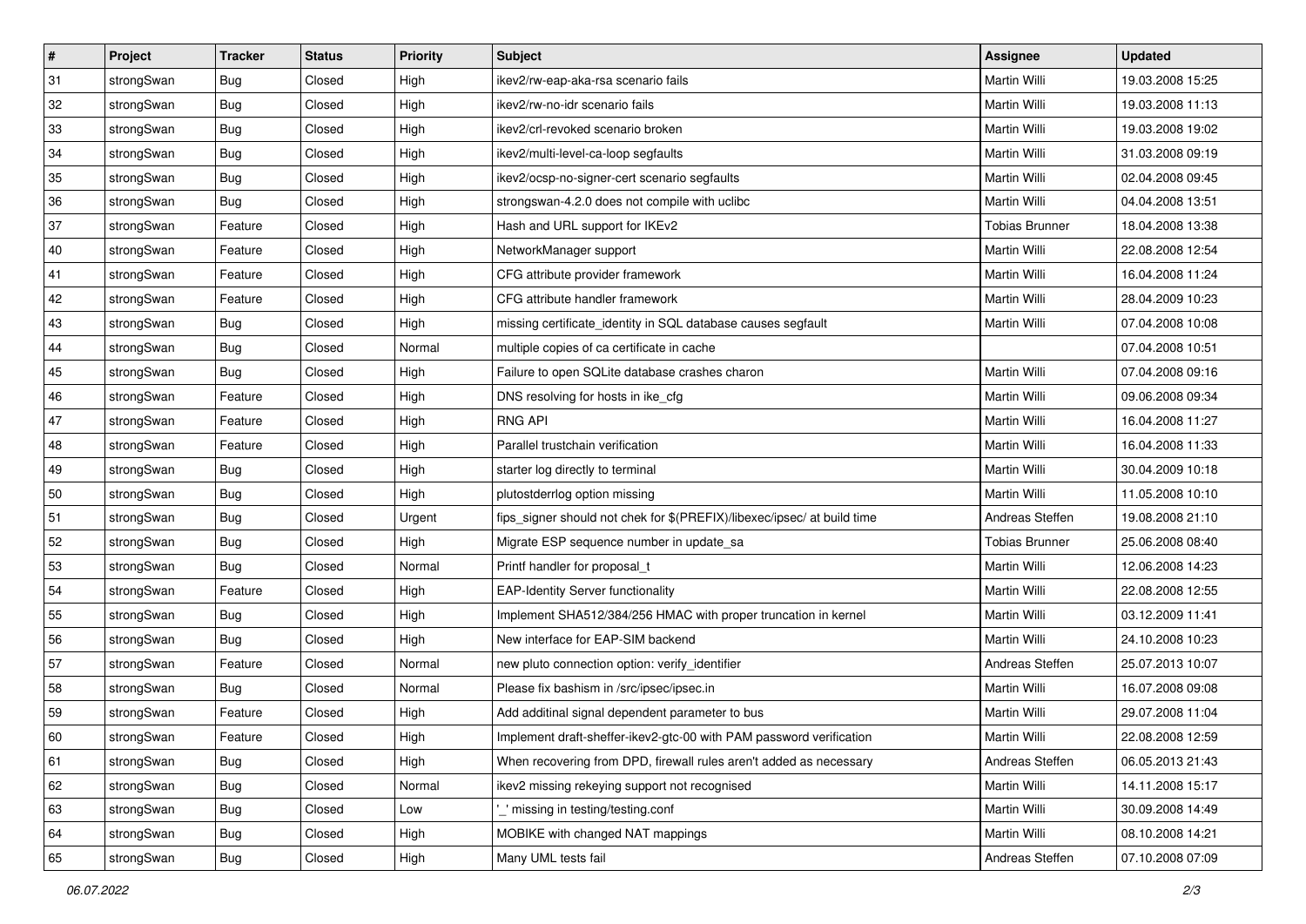| # | Project | Tracker | Status | Priority | Subject | Assignee | Updated |
|---|---|---|---|---|---|---|---|
| 31 | strongSwan | Bug | Closed | High | ikev2/rw-eap-aka-rsa scenario fails | Martin Willi | 19.03.2008 15:25 |
| 32 | strongSwan | Bug | Closed | High | ikev2/rw-no-idr scenario fails | Martin Willi | 19.03.2008 11:13 |
| 33 | strongSwan | Bug | Closed | High | ikev2/crl-revoked scenario broken | Martin Willi | 19.03.2008 19:02 |
| 34 | strongSwan | Bug | Closed | High | ikev2/multi-level-ca-loop segfaults | Martin Willi | 31.03.2008 09:19 |
| 35 | strongSwan | Bug | Closed | High | ikev2/ocsp-no-signer-cert scenario segfaults | Martin Willi | 02.04.2008 09:45 |
| 36 | strongSwan | Bug | Closed | High | strongswan-4.2.0 does not compile with uclibc | Martin Willi | 04.04.2008 13:51 |
| 37 | strongSwan | Feature | Closed | High | Hash and URL support for IKEv2 | Tobias Brunner | 18.04.2008 13:38 |
| 40 | strongSwan | Feature | Closed | High | NetworkManager support | Martin Willi | 22.08.2008 12:54 |
| 41 | strongSwan | Feature | Closed | High | CFG attribute provider framework | Martin Willi | 16.04.2008 11:24 |
| 42 | strongSwan | Feature | Closed | High | CFG attribute handler framework | Martin Willi | 28.04.2009 10:23 |
| 43 | strongSwan | Bug | Closed | High | missing certificate_identity in SQL database causes segfault | Martin Willi | 07.04.2008 10:08 |
| 44 | strongSwan | Bug | Closed | Normal | multiple copies of ca certificate in cache | | 07.04.2008 10:51 |
| 45 | strongSwan | Bug | Closed | High | Failure to open SQLite database crashes charon | Martin Willi | 07.04.2008 09:16 |
| 46 | strongSwan | Feature | Closed | High | DNS resolving for hosts in ike_cfg | Martin Willi | 09.06.2008 09:34 |
| 47 | strongSwan | Feature | Closed | High | RNG API | Martin Willi | 16.04.2008 11:27 |
| 48 | strongSwan | Feature | Closed | High | Parallel trustchain verification | Martin Willi | 16.04.2008 11:33 |
| 49 | strongSwan | Bug | Closed | High | starter log directly to terminal | Martin Willi | 30.04.2009 10:18 |
| 50 | strongSwan | Bug | Closed | High | plutostderrlog option missing | Martin Willi | 11.05.2008 10:10 |
| 51 | strongSwan | Bug | Closed | Urgent | fips_signer should not chek for $(PREFIX)/libexec/ipsec/ at build time | Andreas Steffen | 19.08.2008 21:10 |
| 52 | strongSwan | Bug | Closed | High | Migrate ESP sequence number in update_sa | Tobias Brunner | 25.06.2008 08:40 |
| 53 | strongSwan | Bug | Closed | Normal | Printf handler for proposal_t | Martin Willi | 12.06.2008 14:23 |
| 54 | strongSwan | Feature | Closed | High | EAP-Identity Server functionality | Martin Willi | 22.08.2008 12:55 |
| 55 | strongSwan | Bug | Closed | High | Implement SHA512/384/256 HMAC with proper truncation in kernel | Martin Willi | 03.12.2009 11:41 |
| 56 | strongSwan | Bug | Closed | High | New interface for EAP-SIM backend | Martin Willi | 24.10.2008 10:23 |
| 57 | strongSwan | Feature | Closed | Normal | new pluto connection option: verify_identifier | Andreas Steffen | 25.07.2013 10:07 |
| 58 | strongSwan | Bug | Closed | Normal | Please fix bashism in /src/ipsec/ipsec.in | Martin Willi | 16.07.2008 09:08 |
| 59 | strongSwan | Feature | Closed | High | Add additinal signal dependent parameter to bus | Martin Willi | 29.07.2008 11:04 |
| 60 | strongSwan | Feature | Closed | High | Implement draft-sheffer-ikev2-gtc-00 with PAM password verification | Martin Willi | 22.08.2008 12:59 |
| 61 | strongSwan | Bug | Closed | High | When recovering from DPD, firewall rules aren't added as necessary | Andreas Steffen | 06.05.2013 21:43 |
| 62 | strongSwan | Bug | Closed | Normal | ikev2 missing rekeying support not recognised | Martin Willi | 14.11.2008 15:17 |
| 63 | strongSwan | Bug | Closed | Low | '_' missing in testing/testing.conf | Martin Willi | 30.09.2008 14:49 |
| 64 | strongSwan | Bug | Closed | High | MOBIKE with changed NAT mappings | Martin Willi | 08.10.2008 14:21 |
| 65 | strongSwan | Bug | Closed | High | Many UML tests fail | Andreas Steffen | 07.10.2008 07:09 |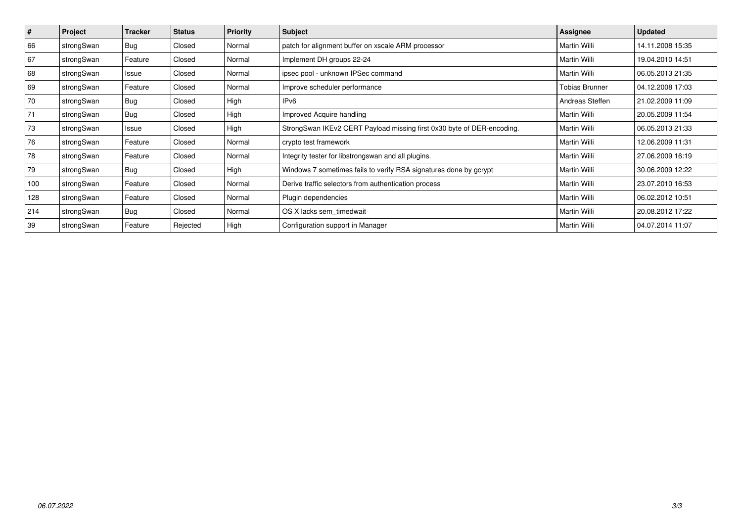| # | Project | Tracker | Status | Priority | Subject | Assignee | Updated |
|---|---|---|---|---|---|---|---|
| 66 | strongSwan | Bug | Closed | Normal | patch for alignment buffer on xscale ARM processor | Martin Willi | 14.11.2008 15:35 |
| 67 | strongSwan | Feature | Closed | Normal | Implement DH groups 22-24 | Martin Willi | 19.04.2010 14:51 |
| 68 | strongSwan | Issue | Closed | Normal | ipsec pool - unknown IPSec command | Martin Willi | 06.05.2013 21:35 |
| 69 | strongSwan | Feature | Closed | Normal | Improve scheduler performance | Tobias Brunner | 04.12.2008 17:03 |
| 70 | strongSwan | Bug | Closed | High | IPv6 | Andreas Steffen | 21.02.2009 11:09 |
| 71 | strongSwan | Bug | Closed | High | Improved Acquire handling | Martin Willi | 20.05.2009 11:54 |
| 73 | strongSwan | Issue | Closed | High | StrongSwan IKEv2 CERT Payload missing first 0x30 byte of DER-encoding. | Martin Willi | 06.05.2013 21:33 |
| 76 | strongSwan | Feature | Closed | Normal | crypto test framework | Martin Willi | 12.06.2009 11:31 |
| 78 | strongSwan | Feature | Closed | Normal | Integrity tester for libstrongswan and all plugins. | Martin Willi | 27.06.2009 16:19 |
| 79 | strongSwan | Bug | Closed | High | Windows 7 sometimes fails to verify RSA signatures done by gcrypt | Martin Willi | 30.06.2009 12:22 |
| 100 | strongSwan | Feature | Closed | Normal | Derive traffic selectors from authentication process | Martin Willi | 23.07.2010 16:53 |
| 128 | strongSwan | Feature | Closed | Normal | Plugin dependencies | Martin Willi | 06.02.2012 10:51 |
| 214 | strongSwan | Bug | Closed | Normal | OS X lacks sem_timedwait | Martin Willi | 20.08.2012 17:22 |
| 39 | strongSwan | Feature | Rejected | High | Configuration support in Manager | Martin Willi | 04.07.2014 11:07 |